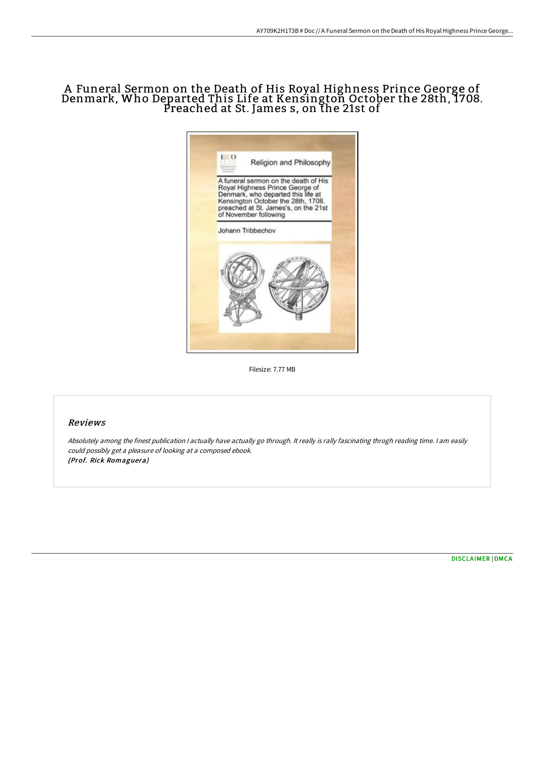# A Funeral Sermon on the Death of His Royal Highness Prince George of Denmark, Who Departed This Life at Kensington October the 28th, 1708. Preached at St. James s, on the 21st of

Filesize: 7.77 MB

## Reviews

*Absolutely among the finest publication I actually have actually go through. It really is rally fascinating throgh reading time. I am easily could possibly get a pleasure of looking at a composed ebook.*
*(Prof. Rick Romaguera)*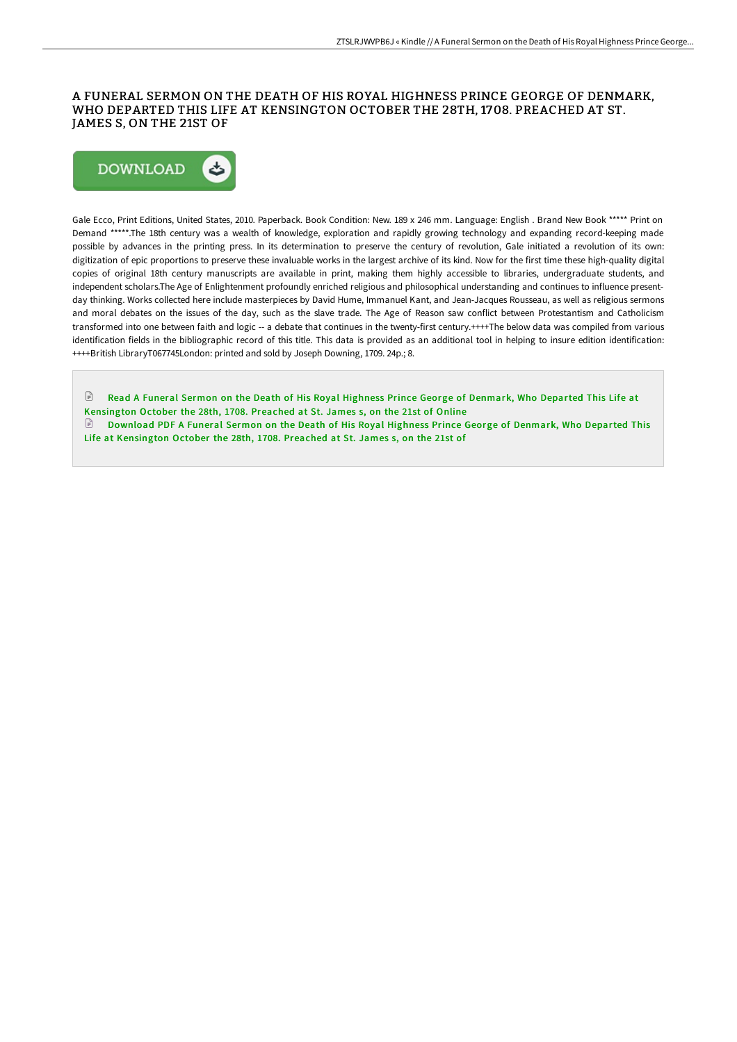# A FUNERAL SERMON ON THE DEATH OF HIS ROYAL HIGHNESS PRINCE GEORGE OF DENMARK, WHO DEPARTED THIS LIFE AT KENSINGTON OCTOBER THE 28TH, 1708. PREACHED AT ST. JAMES S, ON THE 21ST OF

Gale Ecco, Print Editions, United States, 2010. Paperback. Book Condition: New. 189 x 246 mm. Language: English . Brand New Book ***** Print on Demand *****.The 18th century was a wealth of knowledge, exploration and rapidly growing technology and expanding record-keeping made possible by advances in the printing press. In its determination to preserve the century of revolution, Gale initiated a revolution of its own: digitization of epic proportions to preserve these invaluable works in the largest archive of its kind. Now for the first time these high-quality digital copies of original 18th century manuscripts are available in print, making them highly accessible to libraries, undergraduate students, and independent scholars.The Age of Enlightenment profoundly enriched religious and philosophical understanding and continues to influence present-day thinking. Works collected here include masterpieces by David Hume, Immanuel Kant, and Jean-Jacques Rousseau, as well as religious sermons and moral debates on the issues of the day, such as the slave trade. The Age of Reason saw conflict between Protestantism and Catholicism transformed into one between faith and logic -- a debate that continues in the twenty-first century.++++The below data was compiled from various identification fields in the bibliographic record of this title. This data is provided as an additional tool in helping to insure edition identification: ++++British LibraryT067745London: printed and sold by Joseph Downing, 1709. 24p.; 8.

Read A Funeral Sermon on the Death of His Royal Highness Prince George of Denmark, Who Departed This Life at Kensington October the 28th, 1708. Preached at St. James s, on the 21st of Online

Download PDF A Funeral Sermon on the Death of His Royal Highness Prince George of Denmark, Who Departed This Life at Kensington October the 28th, 1708. Preached at St. James s, on the 21st of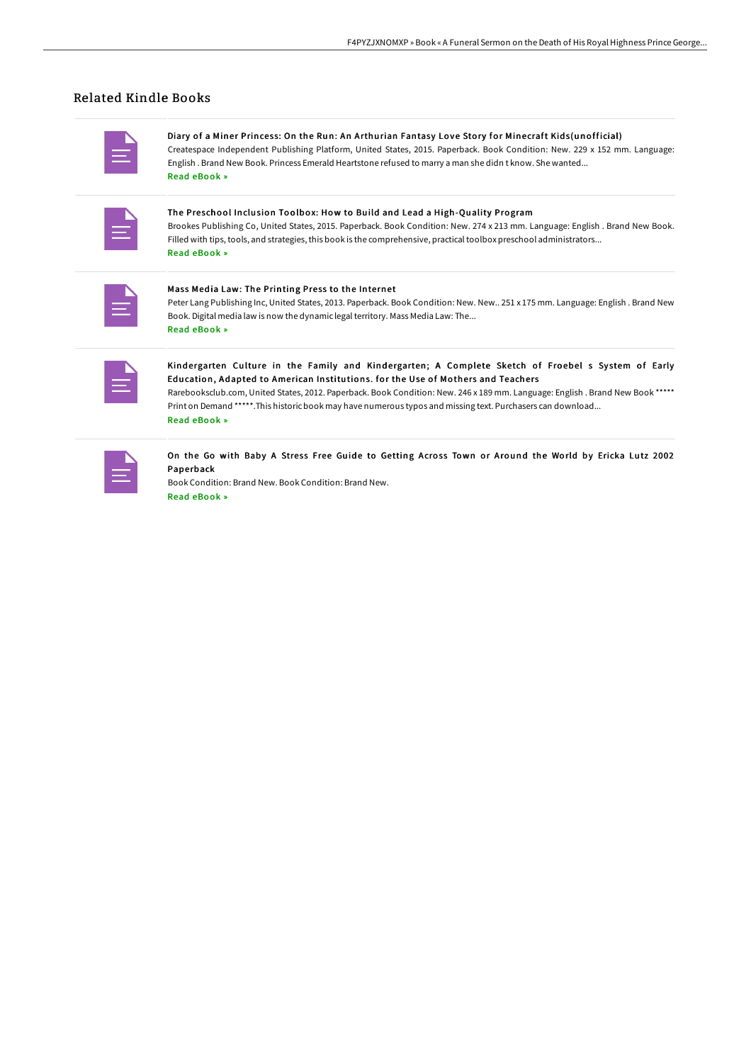## Related Kindle Books

**Diary of a Miner Princess: On the Run: An Arthurian Fantasy Love Story for Minecraft Kids(unofficial)**
Createspace Independent Publishing Platform, United States, 2015. Paperback. Book Condition: New. 229 x 152 mm. Language: English . Brand New Book. Princess Emerald Heartstone refused to marry a man she didn t know. She wanted...
Read eBook »

**The Preschool Inclusion Toolbox: How to Build and Lead a High-Quality Program**
Brookes Publishing Co, United States, 2015. Paperback. Book Condition: New. 274 x 213 mm. Language: English . Brand New Book. Filled with tips, tools, and strategies, this book is the comprehensive, practical toolbox preschool administrators...
Read eBook »

**Mass Media Law: The Printing Press to the Internet**
Peter Lang Publishing Inc, United States, 2013. Paperback. Book Condition: New. New.. 251 x 175 mm. Language: English . Brand New Book. Digital media law is now the dynamic legal territory. Mass Media Law: The...
Read eBook »

**Kindergarten Culture in the Family and Kindergarten; A Complete Sketch of Froebel s System of Early Education, Adapted to American Institutions. for the Use of Mothers and Teachers**
Rarebooksclub.com, United States, 2012. Paperback. Book Condition: New. 246 x 189 mm. Language: English . Brand New Book ***** Print on Demand *****.This historic book may have numerous typos and missing text. Purchasers can download...
Read eBook »

**On the Go with Baby A Stress Free Guide to Getting Across Town or Around the World by Ericka Lutz 2002 Paperback**
Book Condition: Brand New. Book Condition: Brand New.
Read eBook »